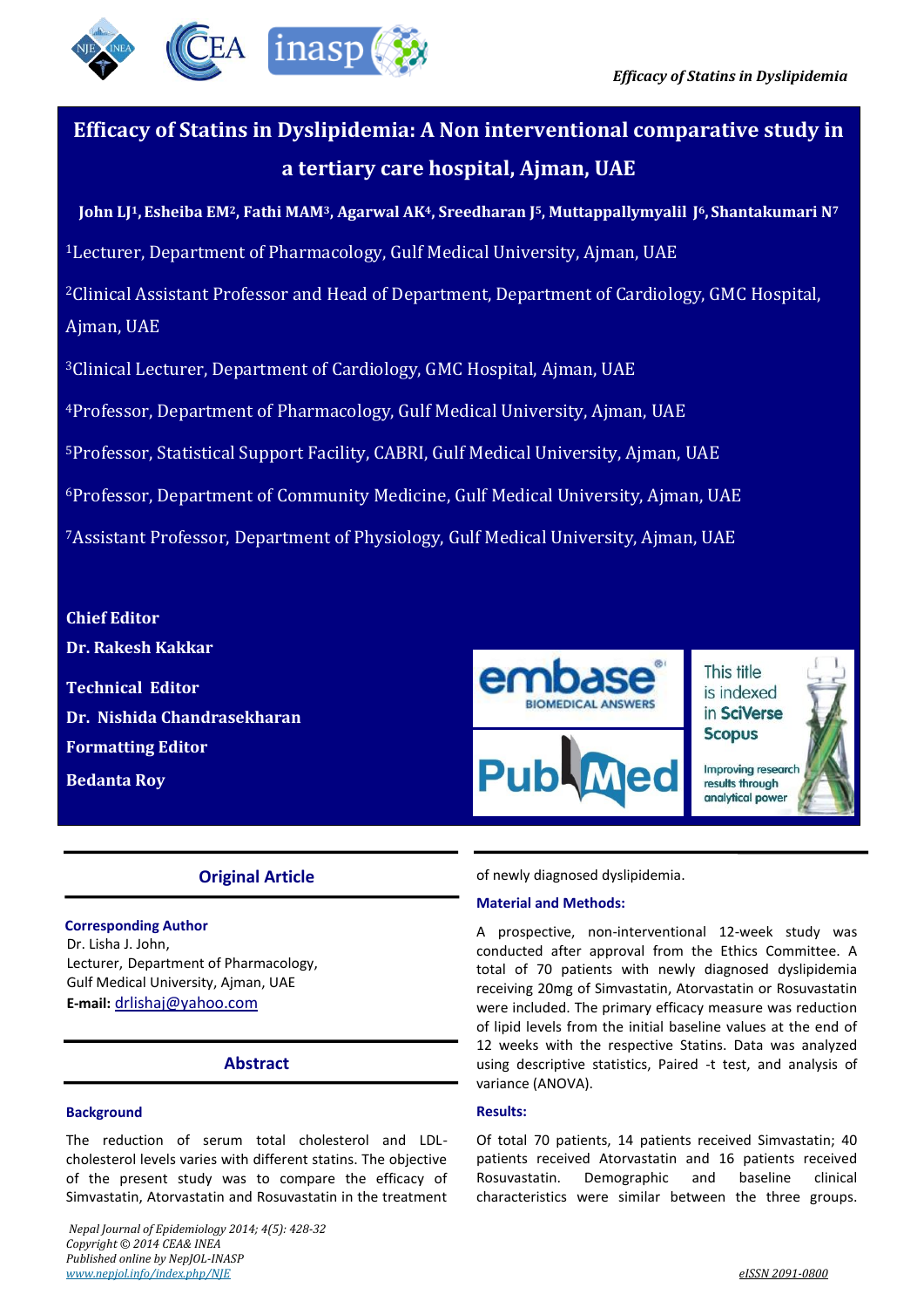# Efficacy of Statins in Dyslipidemia: A Non interventional comparative study in a tertiary care hospital, Ajman, UAE

**John LJ[1], Esheiba EM[2], Fathi MAM[3], Agarwal AK[4], Sreedharan J[5], Muttappallymyalil J[6], Shantakumari N[7]**

[1]Lecturer, Department of Pharmacology, Gulf Medical University, Ajman, UAE

[2]Clinical Assistant Professor and Head of Department, Department of Cardiology, GMC Hospital, Ajman, UAE

[3]Clinical Lecturer, Department of Cardiology, GMC Hospital, Ajman, UAE

[4]Professor, Department of Pharmacology, Gulf Medical University, Ajman, UAE

[5]Professor, Statistical Support Facility, CABRI, Gulf Medical University, Ajman, UAE

[6]Professor, Department of Community Medicine, Gulf Medical University, Ajman, UAE

[7]Assistant Professor, Department of Physiology, Gulf Medical University, Ajman, UAE

**Chief Editor**
**Dr. Rakesh Kakkar**

**Technical Editor**
**Dr. Nishida Chandrasekharan**

**Formatting Editor**
**Bedanta Roy**

## Original Article

**Corresponding Author**
Dr. Lisha J. John,
Lecturer, Department of Pharmacology,
Gulf Medical University, Ajman, UAE
**E-mail:** drlishaj@yahoo.com

## Abstract

### Background

The reduction of serum total cholesterol and LDL-cholesterol levels varies with different statins. The objective of the present study was to compare the efficacy of Simvastatin, Atorvastatin and Rosuvastatin in the treatment of newly diagnosed dyslipidemia.

### Material and Methods:

A prospective, non-interventional 12-week study was conducted after approval from the Ethics Committee. A total of 70 patients with newly diagnosed dyslipidemia receiving 20mg of Simvastatin, Atorvastatin or Rosuvastatin were included. The primary efficacy measure was reduction of lipid levels from the initial baseline values at the end of 12 weeks with the respective Statins. Data was analyzed using descriptive statistics, Paired -t test, and analysis of variance (ANOVA).

### Results:

Of total 70 patients, 14 patients received Simvastatin; 40 patients received Atorvastatin and 16 patients received Rosuvastatin. Demographic and baseline clinical characteristics were similar between the three groups.

*Nepal Journal of Epidemiology 2014; 4(5): 428-32*
*Copyright © 2014 CEA& INEA*
*Published online by NepJOL-INASP*
*www.nepjol.info/index.php/NJE*

*eISSN 2091-0800*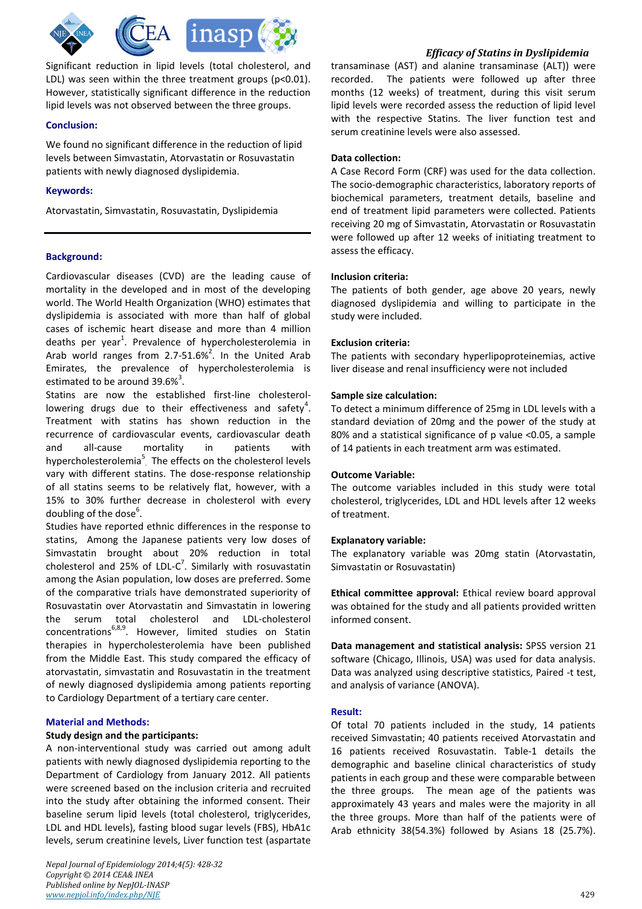Significant reduction in lipid levels (total cholesterol, and LDL) was seen within the three treatment groups (p<0.01). However, statistically significant difference in the reduction lipid levels was not observed between the three groups.

**Conclusion:**

We found no significant difference in the reduction of lipid levels between Simvastatin, Atorvastatin or Rosuvastatin patients with newly diagnosed dyslipidemia.

**Keywords:**

Atorvastatin, Simvastatin, Rosuvastatin, Dyslipidemia

---

## Background:

Cardiovascular diseases (CVD) are the leading cause of mortality in the developed and in most of the developing world. The World Health Organization (WHO) estimates that dyslipidemia is associated with more than half of global cases of ischemic heart disease and more than 4 million deaths per year[1]. Prevalence of hypercholesterolemia in Arab world ranges from 2.7-51.6%[2]. In the United Arab Emirates, the prevalence of hypercholesterolemia is estimated to be around 39.6%[3].

Statins are now the established first-line cholesterol-lowering drugs due to their effectiveness and safety[4]. Treatment with statins has shown reduction in the recurrence of cardiovascular events, cardiovascular death and all-cause mortality in patients with hypercholesterolemia[5]. The effects on the cholesterol levels vary with different statins. The dose-response relationship of all statins seems to be relatively flat, however, with a 15% to 30% further decrease in cholesterol with every doubling of the dose[6].

Studies have reported ethnic differences in the response to statins, Among the Japanese patients very low doses of Simvastatin brought about 20% reduction in total cholesterol and 25% of LDL-C[7]. Similarly with rosuvastatin among the Asian population, low doses are preferred. Some of the comparative trials have demonstrated superiority of Rosuvastatin over Atorvastatin and Simvastatin in lowering the serum total cholesterol and LDL-cholesterol concentrations[6,8,9]. However, limited studies on Statin therapies in hypercholesterolemia have been published from the Middle East. This study compared the efficacy of atorvastatin, simvastatin and Rosuvastatin in the treatment of newly diagnosed dyslipidemia among patients reporting to Cardiology Department of a tertiary care center.

## Material and Methods:

**Study design and the participants:**

A non-interventional study was carried out among adult patients with newly diagnosed dyslipidemia reporting to the Department of Cardiology from January 2012. All patients were screened based on the inclusion criteria and recruited into the study after obtaining the informed consent. Their baseline serum lipid levels (total cholesterol, triglycerides, LDL and HDL levels), fasting blood sugar levels (FBS), HbA1c levels, serum creatinine levels, Liver function test (aspartate transaminase (AST) and alanine transaminase (ALT)) were recorded. The patients were followed up after three months (12 weeks) of treatment, during this visit serum lipid levels were recorded assess the reduction of lipid level with the respective Statins. The liver function test and serum creatinine levels were also assessed.

**Data collection:**

A Case Record Form (CRF) was used for the data collection. The socio-demographic characteristics, laboratory reports of biochemical parameters, treatment details, baseline and end of treatment lipid parameters were collected. Patients receiving 20 mg of Simvastatin, Atorvastatin or Rosuvastatin were followed up after 12 weeks of initiating treatment to assess the efficacy.

**Inclusion criteria:**

The patients of both gender, age above 20 years, newly diagnosed dyslipidemia and willing to participate in the study were included.

**Exclusion criteria:**

The patients with secondary hyperlipoproteinemias, active liver disease and renal insufficiency were not included

**Sample size calculation:**

To detect a minimum difference of 25mg in LDL levels with a standard deviation of 20mg and the power of the study at 80% and a statistical significance of p value <0.05, a sample of 14 patients in each treatment arm was estimated.

**Outcome Variable:**

The outcome variables included in this study were total cholesterol, triglycerides, LDL and HDL levels after 12 weeks of treatment.

**Explanatory variable:**

The explanatory variable was 20mg statin (Atorvastatin, Simvastatin or Rosuvastatin)

**Ethical committee approval:** Ethical review board approval was obtained for the study and all patients provided written informed consent.

**Data management and statistical analysis:** SPSS version 21 software (Chicago, Illinois, USA) was used for data analysis. Data was analyzed using descriptive statistics, Paired -t test, and analysis of variance (ANOVA).

## Result:

Of total 70 patients included in the study, 14 patients received Simvastatin; 40 patients received Atorvastatin and 16 patients received Rosuvastatin. Table-1 details the demographic and baseline clinical characteristics of study patients in each group and these were comparable between the three groups. The mean age of the patients was approximately 43 years and males were the majority in all the three groups. More than half of the patients were of Arab ethnicity 38(54.3%) followed by Asians 18 (25.7%).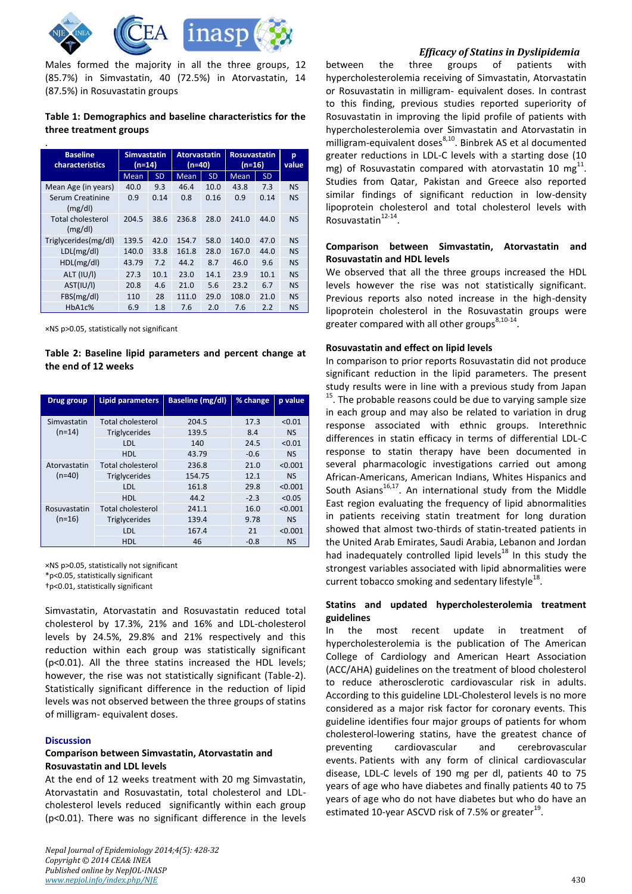Males formed the majority in all the three groups, 12 (85.7%) in Simvastatin, 40 (72.5%) in Atorvastatin, 14 (87.5%) in Rosuvastatin groups

**Table 1: Demographics and baseline characteristics for the three treatment groups**

| Baseline characteristics | Simvastatin (n=14) | | Atorvastatin (n=40) | | Rosuvastatin (n=16) | | p value |
|---|---|---|---|---|---|---|---|
| | Mean | SD | Mean | SD | Mean | SD | |
| Mean Age (in years) | 40.0 | 9.3 | 46.4 | 10.0 | 43.8 | 7.3 | NS |
| Serum Creatinine (mg/dl) | 0.9 | 0.14 | 0.8 | 0.16 | 0.9 | 0.14 | NS |
| Total cholesterol (mg/dl) | 204.5 | 38.6 | 236.8 | 28.0 | 241.0 | 44.0 | NS |
| Triglycerides(mg/dl) | 139.5 | 42.0 | 154.7 | 58.0 | 140.0 | 47.0 | NS |
| LDL(mg/dl) | 140.0 | 33.8 | 161.8 | 28.0 | 167.0 | 44.0 | NS |
| HDL(mg/dl) | 43.79 | 7.2 | 44.2 | 8.7 | 46.0 | 9.6 | NS |
| ALT (IU/l) | 27.3 | 10.1 | 23.0 | 14.1 | 23.9 | 10.1 | NS |
| AST(IU/l) | 20.8 | 4.6 | 21.0 | 5.6 | 23.2 | 6.7 | NS |
| FBS(mg/dl) | 110 | 28 | 111.0 | 29.0 | 108.0 | 21.0 | NS |
| HbA1c% | 6.9 | 1.8 | 7.6 | 2.0 | 7.6 | 2.2 | NS |

×NS p>0.05, statistically not significant

**Table 2: Baseline lipid parameters and percent change at the end of 12 weeks**

| Drug group | Lipid parameters | Baseline (mg/dl) | % change | p value |
|---|---|---|---|---|
| Simvastatin (n=14) | Total cholesterol | 204.5 | 17.3 | <0.01 |
| | Triglycerides | 139.5 | 8.4 | NS |
| | LDL | 140 | 24.5 | <0.01 |
| | HDL | 43.79 | -0.6 | NS |
| Atorvastatin (n=40) | Total cholesterol | 236.8 | 21.0 | <0.001 |
| | Triglycerides | 154.75 | 12.1 | NS |
| | LDL | 161.8 | 29.8 | <0.001 |
| | HDL | 44.2 | -2.3 | <0.05 |
| Rosuvastatin (n=16) | Total cholesterol | 241.1 | 16.0 | <0.001 |
| | Triglycerides | 139.4 | 9.78 | NS |
| | LDL | 167.4 | 21 | <0.001 |
| | HDL | 46 | -0.8 | NS |

×NS p>0.05, statistically not significant
*p<0.05, statistically significant
†p<0.01, statistically significant

Simvastatin, Atorvastatin and Rosuvastatin reduced total cholesterol by 17.3%, 21% and 16% and LDL-cholesterol levels by 24.5%, 29.8% and 21% respectively and this reduction within each group was statistically significant (p<0.01). All the three statins increased the HDL levels; however, the rise was not statistically significant (Table-2). Statistically significant difference in the reduction of lipid levels was not observed between the three groups of statins of milligram- equivalent doses.

## Discussion

### Comparison between Simvastatin, Atorvastatin and Rosuvastatin and LDL levels

At the end of 12 weeks treatment with 20 mg Simvastatin, Atorvastatin and Rosuvastatin, total cholesterol and LDL-cholesterol levels reduced significantly within each group (p<0.01). There was no significant difference in the levels between the three groups of patients with hypercholesterolemia receiving of Simvastatin, Atorvastatin or Rosuvastatin in milligram- equivalent doses. In contrast to this finding, previous studies reported superiority of Rosuvastatin in improving the lipid profile of patients with hypercholesterolemia over Simvastatin and Atorvastatin in milligram-equivalent doses[8,10]. Binbrek AS et al documented greater reductions in LDL-C levels with a starting dose (10 mg) of Rosuvastatin compared with atorvastatin 10 mg[11]. Studies from Qatar, Pakistan and Greece also reported similar findings of significant reduction in low-density lipoprotein cholesterol and total cholesterol levels with Rosuvastatin[12-14].

### Comparison between Simvastatin, Atorvastatin and Rosuvastatin and HDL levels

We observed that all the three groups increased the HDL levels however the rise was not statistically significant. Previous reports also noted increase in the high-density lipoprotein cholesterol in the Rosuvastatin groups were greater compared with all other groups[8,10-14].

### Rosuvastatin and effect on lipid levels

In comparison to prior reports Rosuvastatin did not produce significant reduction in the lipid parameters. The present study results were in line with a previous study from Japan [15]. The probable reasons could be due to varying sample size in each group and may also be related to variation in drug response associated with ethnic groups. Interethnic differences in statin efficacy in terms of differential LDL-C response to statin therapy have been documented in several pharmacologic investigations carried out among African-Americans, American Indians, Whites Hispanics and South Asians[16,17]. An international study from the Middle East region evaluating the frequency of lipid abnormalities in patients receiving statin treatment for long duration showed that almost two-thirds of statin-treated patients in the United Arab Emirates, Saudi Arabia, Lebanon and Jordan had inadequately controlled lipid levels[18] In this study the strongest variables associated with lipid abnormalities were current tobacco smoking and sedentary lifestyle[18].

### Statins and updated hypercholesterolemia treatment guidelines

In the most recent update in treatment of hypercholesterolemia is the publication of The American College of Cardiology and American Heart Association (ACC/AHA) guidelines on the treatment of blood cholesterol to reduce atherosclerotic cardiovascular risk in adults. According to this guideline LDL-Cholesterol levels is no more considered as a major risk factor for coronary events. This guideline identifies four major groups of patients for whom cholesterol-lowering statins, have the greatest chance of preventing cardiovascular and cerebrovascular events. Patients with any form of clinical cardiovascular disease, LDL-C levels of 190 mg per dl, patients 40 to 75 years of age who have diabetes and finally patients 40 to 75 years of age who do not have diabetes but who do have an estimated 10-year ASCVD risk of 7.5% or greater[19].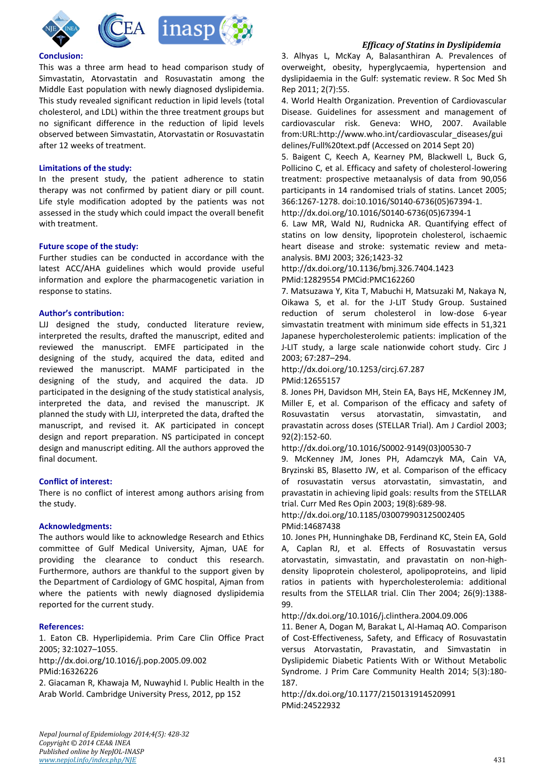## Conclusion:

This was a three arm head to head comparison study of Simvastatin, Atorvastatin and Rosuvastatin among the Middle East population with newly diagnosed dyslipidemia. This study revealed significant reduction in lipid levels (total cholesterol, and LDL) within the three treatment groups but no significant difference in the reduction of lipid levels observed between Simvastatin, Atorvastatin or Rosuvastatin after 12 weeks of treatment.

## Limitations of the study:

In the present study, the patient adherence to statin therapy was not confirmed by patient diary or pill count. Life style modification adopted by the patients was not assessed in the study which could impact the overall benefit with treatment.

## Future scope of the study:

Further studies can be conducted in accordance with the latest ACC/AHA guidelines which would provide useful information and explore the pharmacogenetic variation in response to statins.

## Author's contribution:

LJJ designed the study, conducted literature review, interpreted the results, drafted the manuscript, edited and reviewed the manuscript. EMFE participated in the designing of the study, acquired the data, edited and reviewed the manuscript. MAMF participated in the designing of the study, and acquired the data. JD participated in the designing of the study statistical analysis, interpreted the data, and revised the manuscript. JK planned the study with LJJ, interpreted the data, drafted the manuscript, and revised it. AK participated in concept design and report preparation. NS participated in concept design and manuscript editing. All the authors approved the final document.

## Conflict of interest:

There is no conflict of interest among authors arising from the study.

## Acknowledgments:

The authors would like to acknowledge Research and Ethics committee of Gulf Medical University, Ajman, UAE for providing the clearance to conduct this research. Furthermore, authors are thankful to the support given by the Department of Cardiology of GMC hospital, Ajman from where the patients with newly diagnosed dyslipidemia reported for the current study.

## References:

1. Eaton CB. Hyperlipidemia. Prim Care Clin Office Pract 2005; 32:1027–1055.
http://dx.doi.org/10.1016/j.pop.2005.09.002
PMid:16326226

2. Giacaman R, Khawaja M, Nuwayhid I. Public Health in the Arab World. Cambridge University Press, 2012, pp 152

3. Alhyas L, McKay A, Balasanthiran A. Prevalences of overweight, obesity, hyperglycaemia, hypertension and dyslipidaemia in the Gulf: systematic review. R Soc Med Sh Rep 2011; 2(7):55.

4. World Health Organization. Prevention of Cardiovascular Disease. Guidelines for assessment and management of cardiovascular risk. Geneva: WHO, 2007. Available from:URL:http://www.who.int/cardiovascular_diseases/guidelines/Full%20text.pdf (Accessed on 2014 Sept 20)

5. Baigent C, Keech A, Kearney PM, Blackwell L, Buck G, Pollicino C, et al. Efficacy and safety of cholesterol-lowering treatment: prospective metaanalysis of data from 90,056 participants in 14 randomised trials of statins. Lancet 2005; 366:1267-1278. doi:10.1016/S0140-6736(05)67394-1.
http://dx.doi.org/10.1016/S0140-6736(05)67394-1

6. Law MR, Wald NJ, Rudnicka AR. Quantifying effect of statins on low density, lipoprotein cholesterol, ischaemic heart disease and stroke: systematic review and meta-analysis. BMJ 2003; 326;1423-32
http://dx.doi.org/10.1136/bmj.326.7404.1423
PMid:12829554 PMCid:PMC162260

7. Matsuzawa Y, Kita T, Mabuchi H, Matsuzaki M, Nakaya N, Oikawa S, et al. for the J-LIT Study Group. Sustained reduction of serum cholesterol in low-dose 6-year simvastatin treatment with minimum side effects in 51,321 Japanese hypercholesterolemic patients: implication of the J-LIT study, a large scale nationwide cohort study. Circ J 2003; 67:287–294.
http://dx.doi.org/10.1253/circj.67.287
PMid:12655157

8. Jones PH, Davidson MH, Stein EA, Bays HE, McKenney JM, Miller E, et al. Comparison of the efficacy and safety of Rosuvastatin versus atorvastatin, simvastatin, and pravastatin across doses (STELLAR Trial). Am J Cardiol 2003; 92(2):152-60.
http://dx.doi.org/10.1016/S0002-9149(03)00530-7

9. McKenney JM, Jones PH, Adamczyk MA, Cain VA, Bryzinski BS, Blasetto JW, et al. Comparison of the efficacy of rosuvastatin versus atorvastatin, simvastatin, and pravastatin in achieving lipid goals: results from the STELLAR trial. Curr Med Res Opin 2003; 19(8):689-98.
http://dx.doi.org/10.1185/030079903125002405
PMid:14687438

10. Jones PH, Hunninghake DB, Ferdinand KC, Stein EA, Gold A, Caplan RJ, et al. Effects of Rosuvastatin versus atorvastatin, simvastatin, and pravastatin on non-high-density lipoprotein cholesterol, apolipoproteins, and lipid ratios in patients with hypercholesterolemia: additional results from the STELLAR trial. Clin Ther 2004; 26(9):1388-99.
http://dx.doi.org/10.1016/j.clinthera.2004.09.006

11. Bener A, Dogan M, Barakat L, Al-Hamaq AO. Comparison of Cost-Effectiveness, Safety, and Efficacy of Rosuvastatin versus Atorvastatin, Pravastatin, and Simvastatin in Dyslipidemic Diabetic Patients With or Without Metabolic Syndrome. J Prim Care Community Health 2014; 5(3):180-187.
http://dx.doi.org/10.1177/2150131914520991
PMid:24522932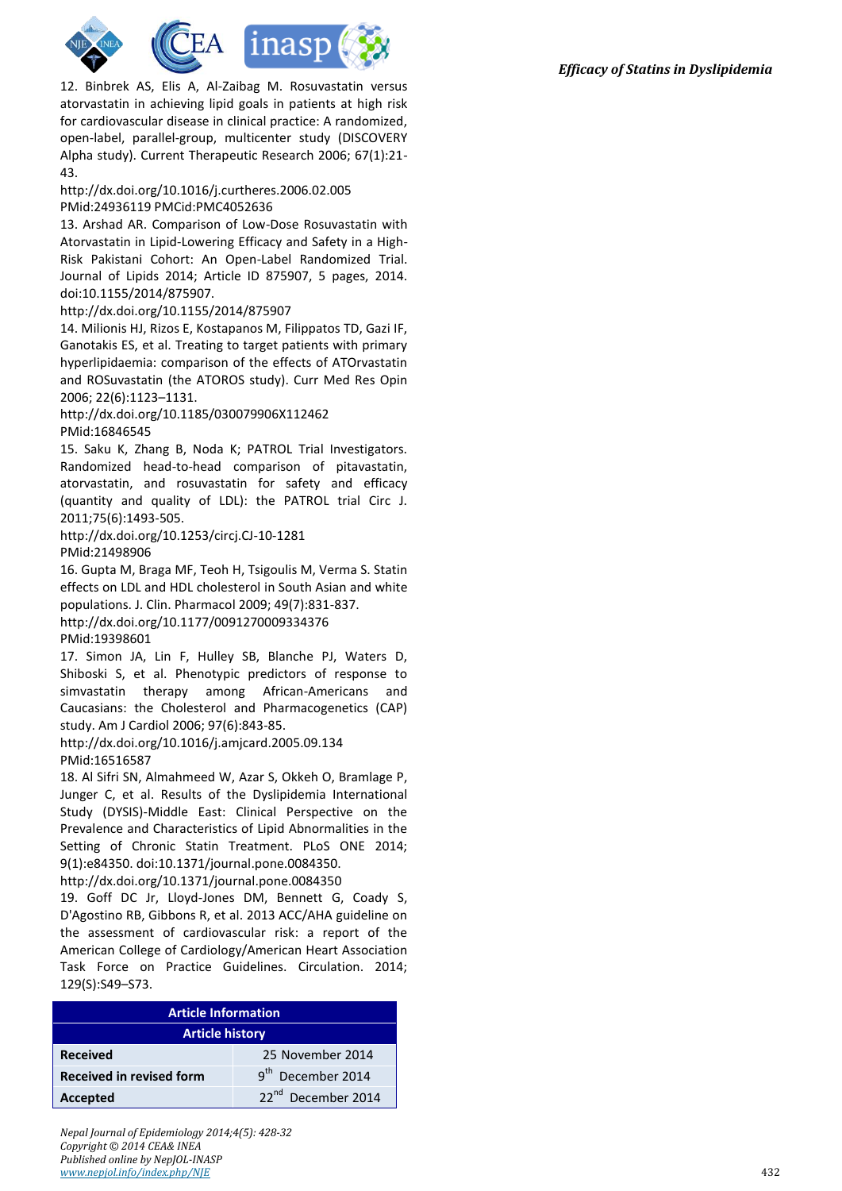12. Binbrek AS, Elis A, Al-Zaibag M. Rosuvastatin versus atorvastatin in achieving lipid goals in patients at high risk for cardiovascular disease in clinical practice: A randomized, open-label, parallel-group, multicenter study (DISCOVERY Alpha study). Current Therapeutic Research 2006; 67(1):21-43.
http://dx.doi.org/10.1016/j.curtheres.2006.02.005
PMid:24936119 PMCid:PMC4052636

13. Arshad AR. Comparison of Low-Dose Rosuvastatin with Atorvastatin in Lipid-Lowering Efficacy and Safety in a High-Risk Pakistani Cohort: An Open-Label Randomized Trial. Journal of Lipids 2014; Article ID 875907, 5 pages, 2014. doi:10.1155/2014/875907.
http://dx.doi.org/10.1155/2014/875907

14. Milionis HJ, Rizos E, Kostapanos M, Filippatos TD, Gazi IF, Ganotakis ES, et al. Treating to target patients with primary hyperlipidaemia: comparison of the effects of ATOrvastatin and ROSuvastatin (the ATOROS study). Curr Med Res Opin 2006; 22(6):1123–1131.
http://dx.doi.org/10.1185/030079906X112462
PMid:16846545

15. Saku K, Zhang B, Noda K; PATROL Trial Investigators. Randomized head-to-head comparison of pitavastatin, atorvastatin, and rosuvastatin for safety and efficacy (quantity and quality of LDL): the PATROL trial Circ J. 2011;75(6):1493-505.
http://dx.doi.org/10.1253/circj.CJ-10-1281
PMid:21498906

16. Gupta M, Braga MF, Teoh H, Tsigoulis M, Verma S. Statin effects on LDL and HDL cholesterol in South Asian and white populations. J. Clin. Pharmacol 2009; 49(7):831-837.
http://dx.doi.org/10.1177/0091270009334376
PMid:19398601

17. Simon JA, Lin F, Hulley SB, Blanche PJ, Waters D, Shiboski S, et al. Phenotypic predictors of response to simvastatin therapy among African-Americans and Caucasians: the Cholesterol and Pharmacogenetics (CAP) study. Am J Cardiol 2006; 97(6):843-85.
http://dx.doi.org/10.1016/j.amjcard.2005.09.134
PMid:16516587

18. Al Sifri SN, Almahmeed W, Azar S, Okkeh O, Bramlage P, Junger C, et al. Results of the Dyslipidemia International Study (DYSIS)-Middle East: Clinical Perspective on the Prevalence and Characteristics of Lipid Abnormalities in the Setting of Chronic Statin Treatment. PLoS ONE 2014; 9(1):e84350. doi:10.1371/journal.pone.0084350.
http://dx.doi.org/10.1371/journal.pone.0084350

19. Goff DC Jr, Lloyd-Jones DM, Bennett G, Coady S, D'Agostino RB, Gibbons R, et al. 2013 ACC/AHA guideline on the assessment of cardiovascular risk: a report of the American College of Cardiology/American Heart Association Task Force on Practice Guidelines. Circulation. 2014; 129(S):S49–S73.

| Article Information | |
|---|---|
| **Article history** | |
| **Received** | 25 November 2014 |
| **Received in revised form** | 9th December 2014 |
| **Accepted** | 22nd December 2014 |